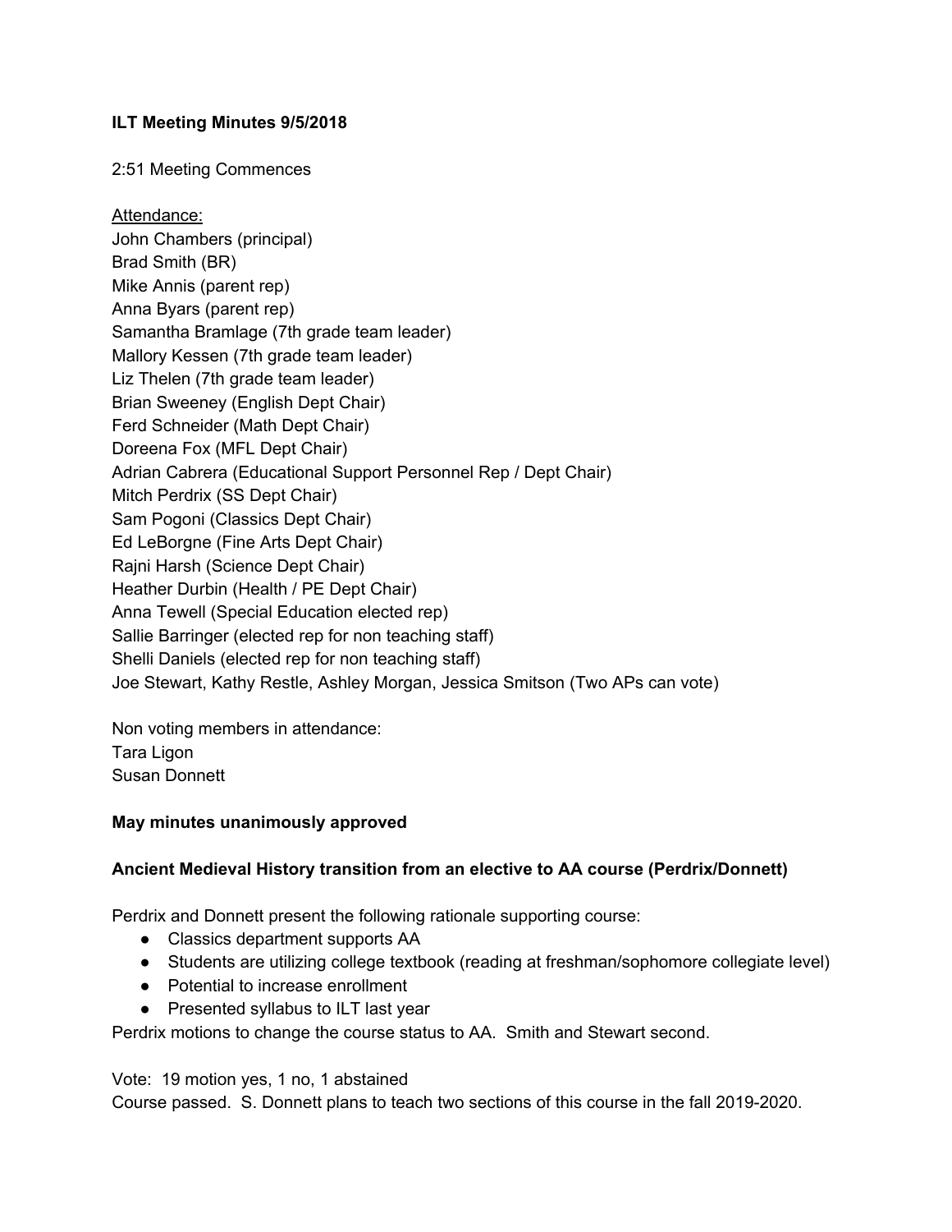**ILT Meeting Minutes 9/5/2018**

2:51 Meeting Commences

Attendance:

John Chambers (principal)
Brad Smith (BR)
Mike Annis (parent rep)
Anna Byars (parent rep)
Samantha Bramlage (7th grade team leader)
Mallory Kessen (7th grade team leader)
Liz Thelen (7th grade team leader)
Brian Sweeney (English Dept Chair)
Ferd Schneider (Math Dept Chair)
Doreena Fox (MFL Dept Chair)
Adrian Cabrera (Educational Support Personnel Rep / Dept Chair)
Mitch Perdrix (SS Dept Chair)
Sam Pogoni (Classics Dept Chair)
Ed LeBorgne (Fine Arts Dept Chair)
Rajni Harsh (Science Dept Chair)
Heather Durbin (Health / PE Dept Chair)
Anna Tewell (Special Education elected rep)
Sallie Barringer (elected rep for non teaching staff)
Shelli Daniels (elected rep for non teaching staff)
Joe Stewart, Kathy Restle, Ashley Morgan, Jessica Smitson (Two APs can vote)

Non voting members in attendance:
Tara Ligon
Susan Donnett

**May minutes unanimously approved**

**Ancient Medieval History transition from an elective to AA course (Perdrix/Donnett)**

Perdrix and Donnett present the following rationale supporting course:

- Classics department supports AA
- Students are utilizing college textbook (reading at freshman/sophomore collegiate level)
- Potential to increase enrollment
- Presented syllabus to ILT last year

Perdrix motions to change the course status to AA. Smith and Stewart second.

Vote: 19 motion yes, 1 no, 1 abstained
Course passed. S. Donnett plans to teach two sections of this course in the fall 2019-2020.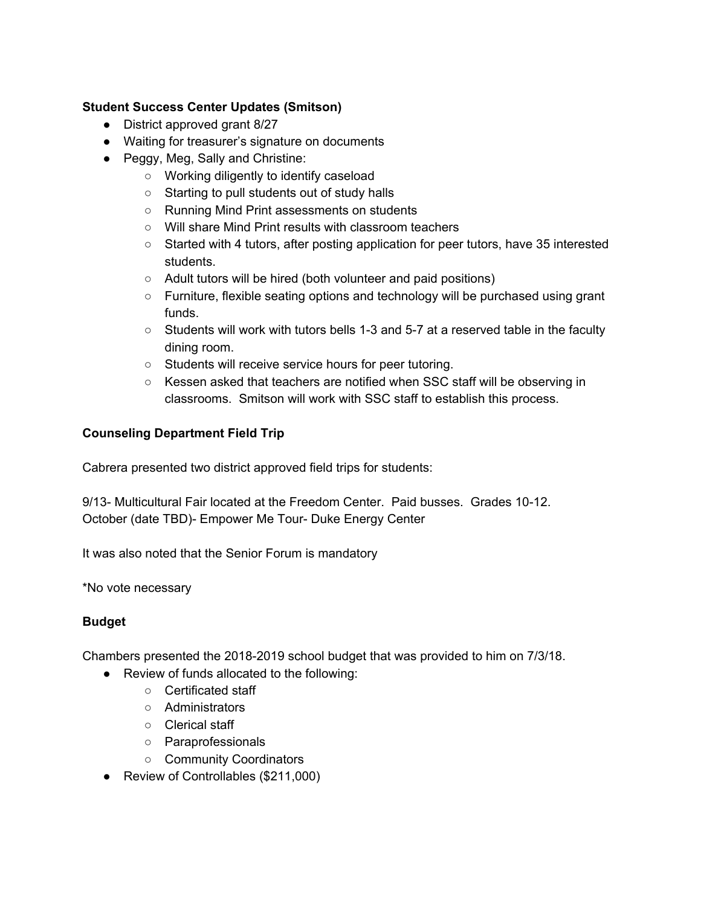**Student Success Center Updates (Smitson)**

- District approved grant 8/27
- Waiting for treasurer's signature on documents
- Peggy, Meg, Sally and Christine:
  - Working diligently to identify caseload
  - Starting to pull students out of study halls
  - Running Mind Print assessments on students
  - Will share Mind Print results with classroom teachers
  - Started with 4 tutors, after posting application for peer tutors, have 35 interested students.
  - Adult tutors will be hired (both volunteer and paid positions)
  - Furniture, flexible seating options and technology will be purchased using grant funds.
  - Students will work with tutors bells 1-3 and 5-7 at a reserved table in the faculty dining room.
  - Students will receive service hours for peer tutoring.
  - Kessen asked that teachers are notified when SSC staff will be observing in classrooms. Smitson will work with SSC staff to establish this process.

**Counseling Department Field Trip**

Cabrera presented two district approved field trips for students:

9/13- Multicultural Fair located at the Freedom Center. Paid busses. Grades 10-12.
October (date TBD)- Empower Me Tour- Duke Energy Center

It was also noted that the Senior Forum is mandatory

*No vote necessary

**Budget**

Chambers presented the 2018-2019 school budget that was provided to him on 7/3/18.

- Review of funds allocated to the following:
  - Certificated staff
  - Administrators
  - Clerical staff
  - Paraprofessionals
  - Community Coordinators
- Review of Controllables ($211,000)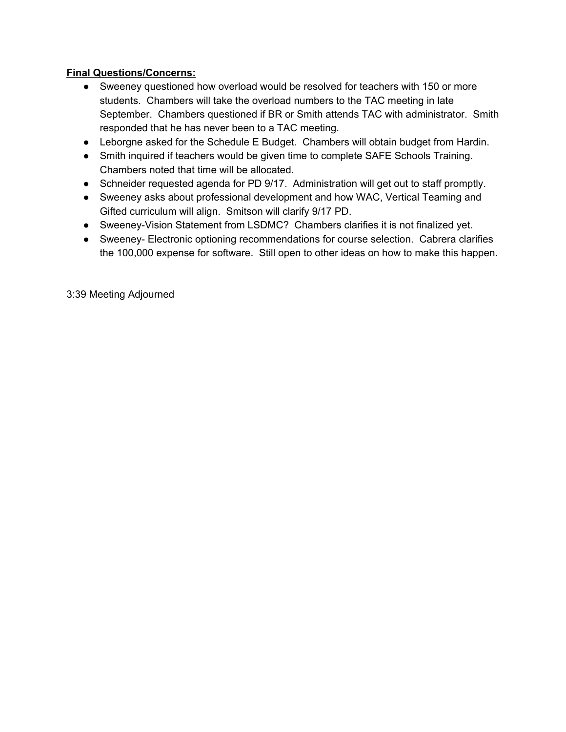**Final Questions/Concerns:**

- Sweeney questioned how overload would be resolved for teachers with 150 or more students. Chambers will take the overload numbers to the TAC meeting in late September. Chambers questioned if BR or Smith attends TAC with administrator. Smith responded that he has never been to a TAC meeting.
- Leborgne asked for the Schedule E Budget. Chambers will obtain budget from Hardin.
- Smith inquired if teachers would be given time to complete SAFE Schools Training. Chambers noted that time will be allocated.
- Schneider requested agenda for PD 9/17. Administration will get out to staff promptly.
- Sweeney asks about professional development and how WAC, Vertical Teaming and Gifted curriculum will align. Smitson will clarify 9/17 PD.
- Sweeney-Vision Statement from LSDMC? Chambers clarifies it is not finalized yet.
- Sweeney- Electronic optioning recommendations for course selection. Cabrera clarifies the 100,000 expense for software. Still open to other ideas on how to make this happen.

3:39 Meeting Adjourned